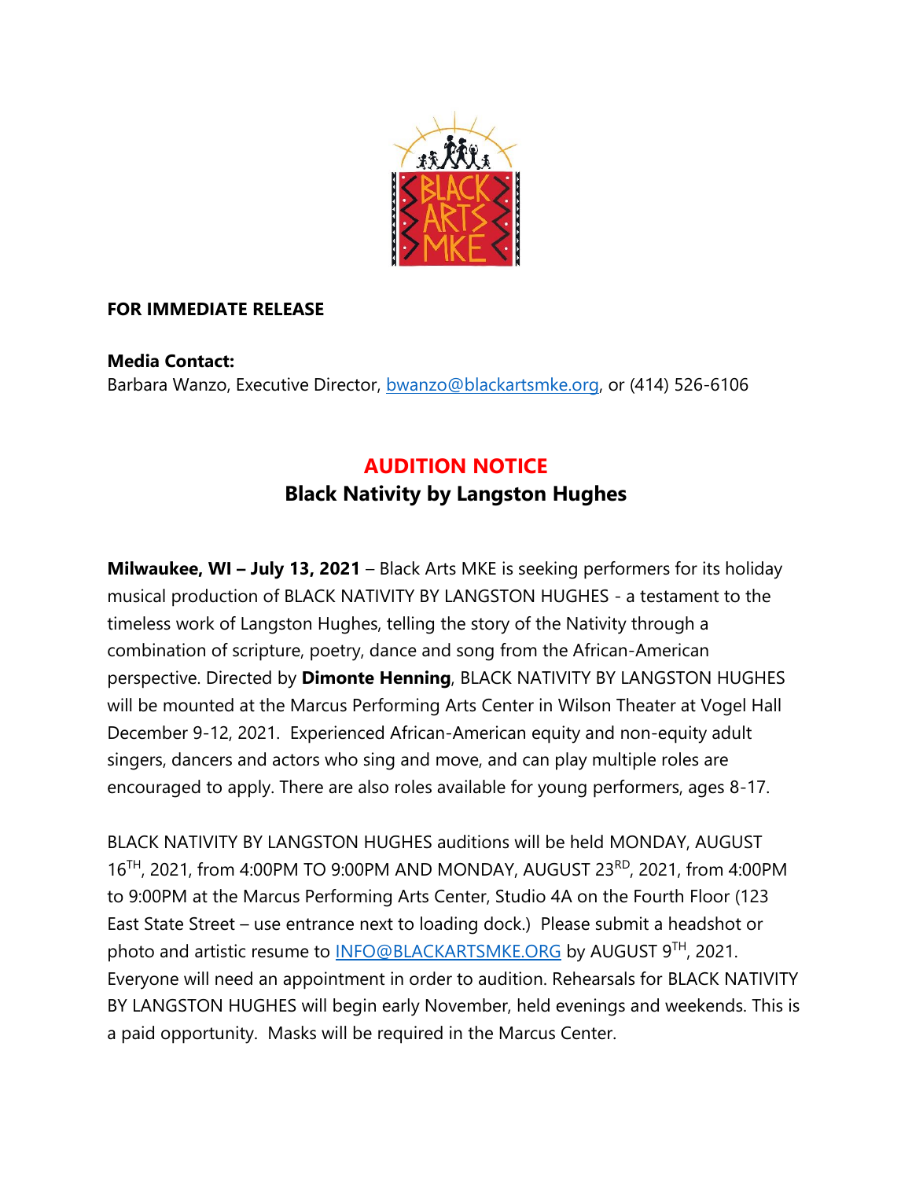**FOR IMMEDIATE RELEASE**

**Media Contact:**
Barbara Wanzo, Executive Director, bwanzo@blackartsmke.org, or (414) 526-6106

## AUDITION NOTICE
## Black Nativity by Langston Hughes

**Milwaukee, WI – July 13, 2021** – Black Arts MKE is seeking performers for its holiday musical production of BLACK NATIVITY BY LANGSTON HUGHES - a testament to the timeless work of Langston Hughes, telling the story of the Nativity through a combination of scripture, poetry, dance and song from the African-American perspective. Directed by **Dimonte Henning**, BLACK NATIVITY BY LANGSTON HUGHES will be mounted at the Marcus Performing Arts Center in Wilson Theater at Vogel Hall December 9-12, 2021. Experienced African-American equity and non-equity adult singers, dancers and actors who sing and move, and can play multiple roles are encouraged to apply. There are also roles available for young performers, ages 8-17.

BLACK NATIVITY BY LANGSTON HUGHES auditions will be held MONDAY, AUGUST 16TH, 2021, from 4:00PM TO 9:00PM AND MONDAY, AUGUST 23RD, 2021, from 4:00PM to 9:00PM at the Marcus Performing Arts Center, Studio 4A on the Fourth Floor (123 East State Street – use entrance next to loading dock.) Please submit a headshot or photo and artistic resume to INFO@BLACKARTSMKE.ORG by AUGUST 9TH, 2021. Everyone will need an appointment in order to audition. Rehearsals for BLACK NATIVITY BY LANGSTON HUGHES will begin early November, held evenings and weekends. This is a paid opportunity. Masks will be required in the Marcus Center.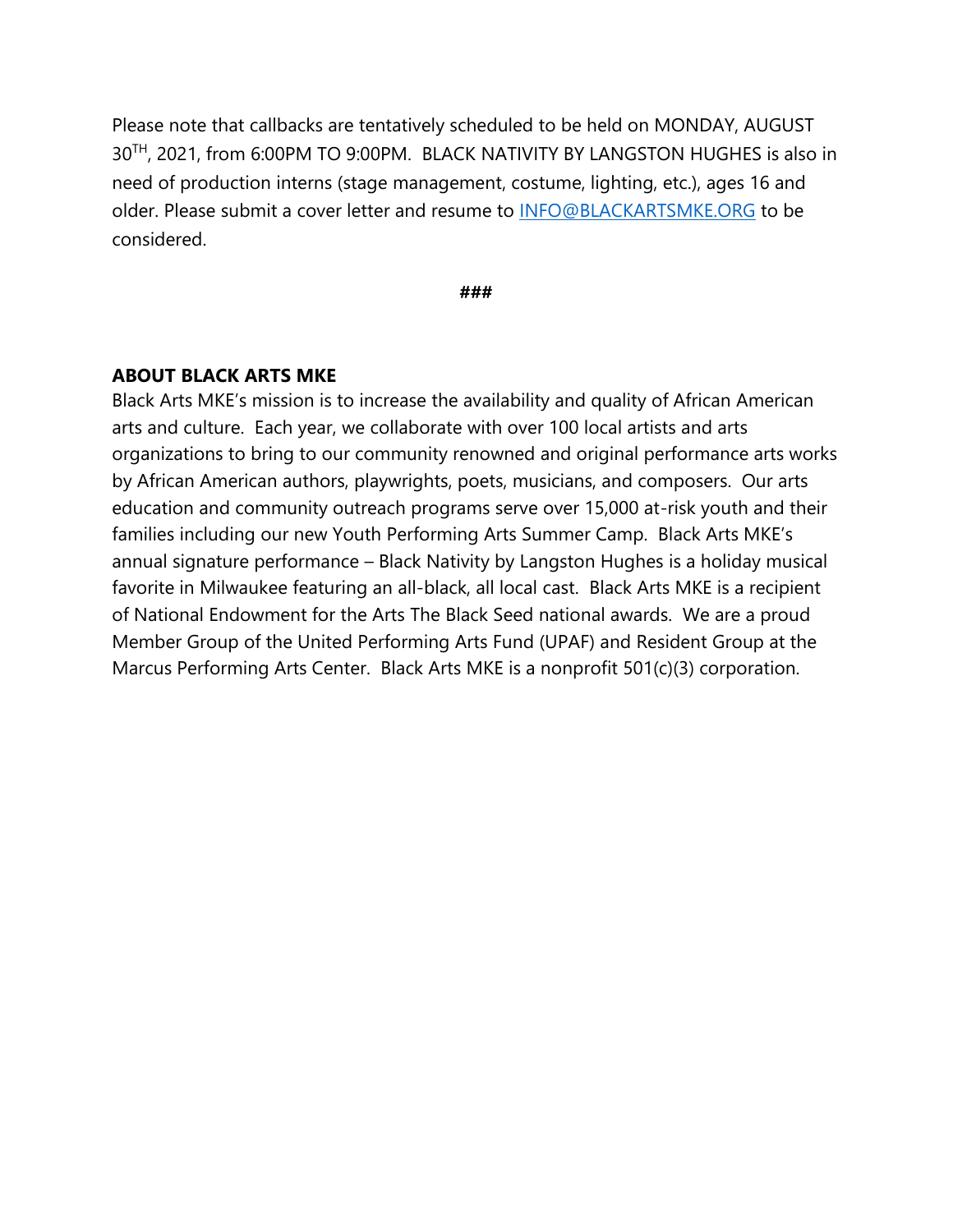Please note that callbacks are tentatively scheduled to be held on MONDAY, AUGUST 30TH, 2021, from 6:00PM TO 9:00PM. BLACK NATIVITY BY LANGSTON HUGHES is also in need of production interns (stage management, costume, lighting, etc.), ages 16 and older. Please submit a cover letter and resume to INFO@BLACKARTSMKE.ORG to be considered.

**###**

**ABOUT BLACK ARTS MKE**

Black Arts MKE's mission is to increase the availability and quality of African American arts and culture. Each year, we collaborate with over 100 local artists and arts organizations to bring to our community renowned and original performance arts works by African American authors, playwrights, poets, musicians, and composers. Our arts education and community outreach programs serve over 15,000 at-risk youth and their families including our new Youth Performing Arts Summer Camp. Black Arts MKE's annual signature performance – Black Nativity by Langston Hughes is a holiday musical favorite in Milwaukee featuring an all-black, all local cast. Black Arts MKE is a recipient of National Endowment for the Arts The Black Seed national awards. We are a proud Member Group of the United Performing Arts Fund (UPAF) and Resident Group at the Marcus Performing Arts Center. Black Arts MKE is a nonprofit 501(c)(3) corporation.